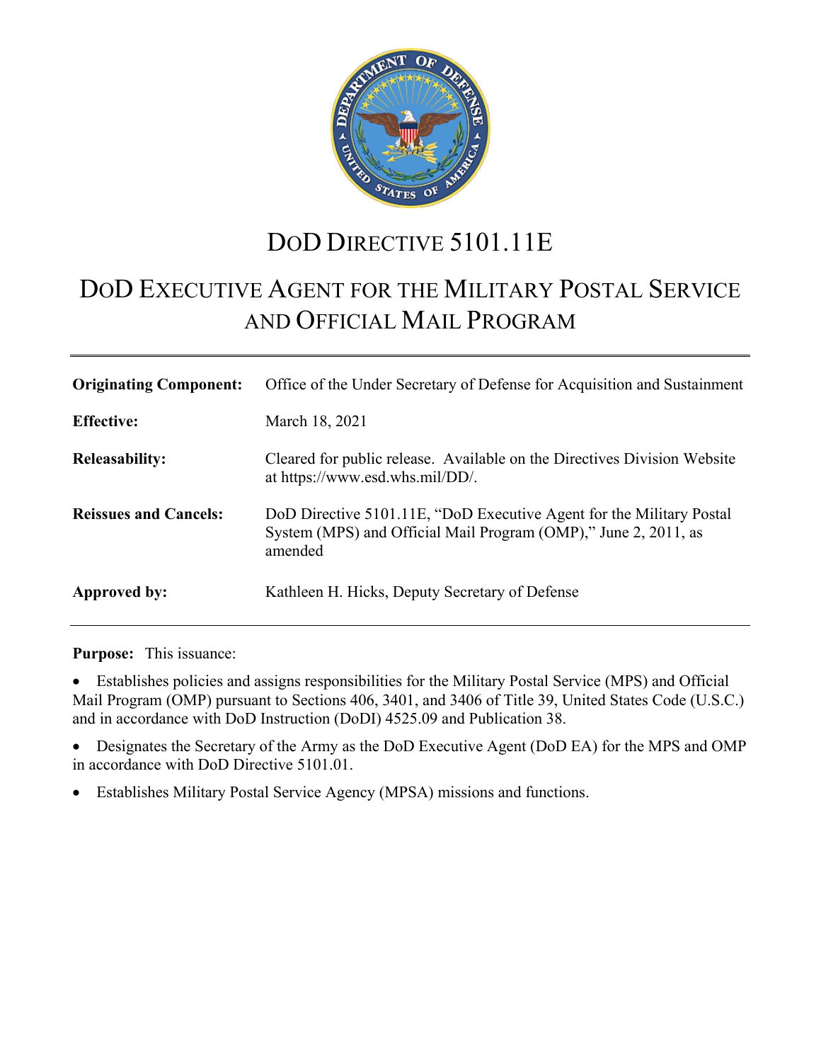# DoD Directive 5101.11E

# DoD Executive Agent for the Military Postal Service and Official Mail Program

| | |
|---|---|
| **Originating Component:** | Office of the Under Secretary of Defense for Acquisition and Sustainment |
| **Effective:** | March 18, 2021 |
| **Releasability:** | Cleared for public release. Available on the Directives Division Website at https://www.esd.whs.mil/DD/. |
| **Reissues and Cancels:** | DoD Directive 5101.11E, "DoD Executive Agent for the Military Postal System (MPS) and Official Mail Program (OMP)," June 2, 2011, as amended |
| **Approved by:** | Kathleen H. Hicks, Deputy Secretary of Defense |

**Purpose:** This issuance:

- Establishes policies and assigns responsibilities for the Military Postal Service (MPS) and Official Mail Program (OMP) pursuant to Sections 406, 3401, and 3406 of Title 39, United States Code (U.S.C.) and in accordance with DoD Instruction (DoDI) 4525.09 and Publication 38.
- Designates the Secretary of the Army as the DoD Executive Agent (DoD EA) for the MPS and OMP in accordance with DoD Directive 5101.01.
- Establishes Military Postal Service Agency (MPSA) missions and functions.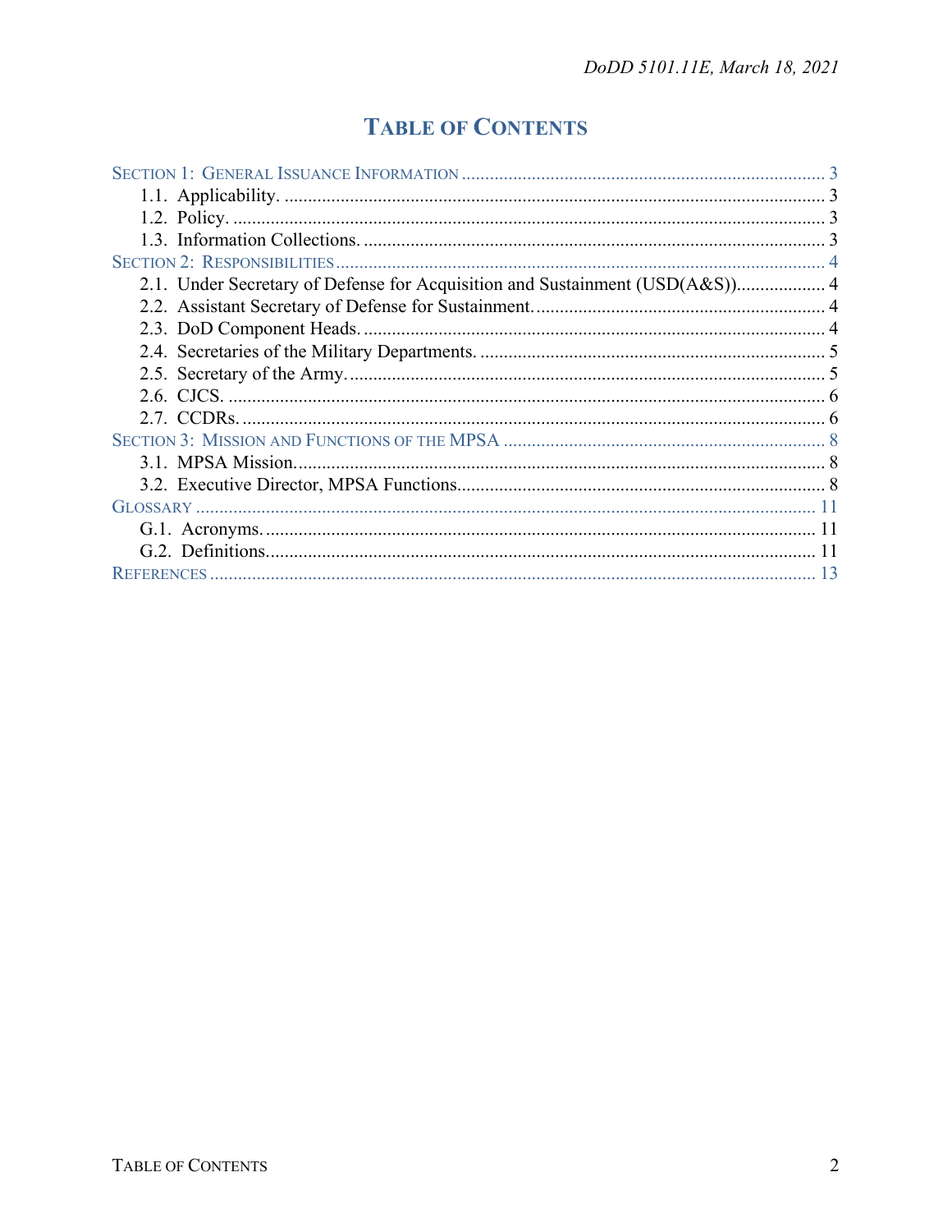# TABLE OF CONTENTS

SECTION 1: GENERAL ISSUANCE INFORMATION .......... 3
- 1.1. Applicability. .......... 3
- 1.2. Policy. .......... 3
- 1.3. Information Collections. .......... 3

SECTION 2: RESPONSIBILITIES .......... 4
- 2.1. Under Secretary of Defense for Acquisition and Sustainment (USD(A&S)) .......... 4
- 2.2. Assistant Secretary of Defense for Sustainment. .......... 4
- 2.3. DoD Component Heads. .......... 4
- 2.4. Secretaries of the Military Departments. .......... 5
- 2.5. Secretary of the Army. .......... 5
- 2.6. CJCS. .......... 6
- 2.7. CCDRs. .......... 6

SECTION 3: MISSION AND FUNCTIONS OF THE MPSA .......... 8
- 3.1. MPSA Mission. .......... 8
- 3.2. Executive Director, MPSA Functions. .......... 8

GLOSSARY .......... 11
- G.1. Acronyms. .......... 11
- G.2. Definitions. .......... 11

REFERENCES .......... 13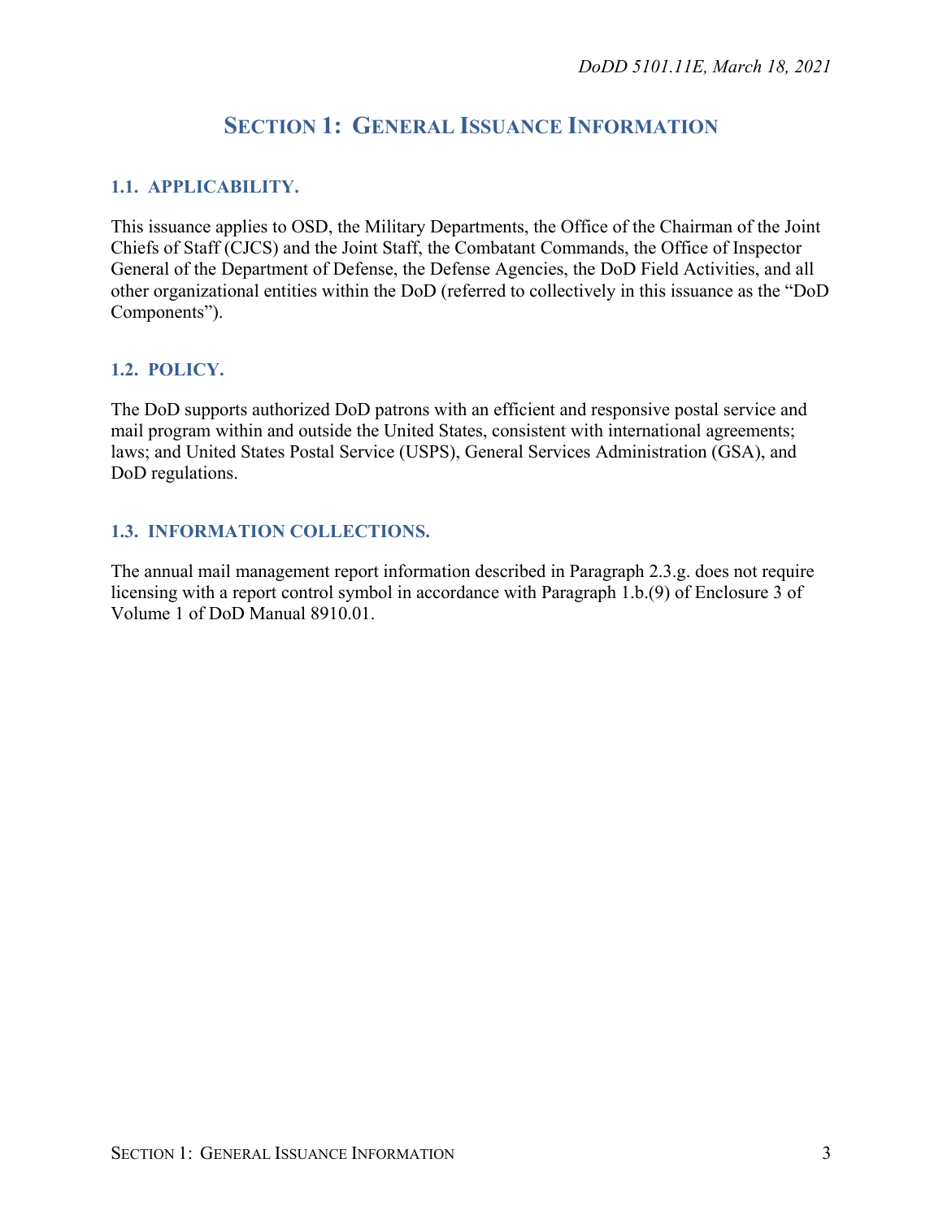# SECTION 1: GENERAL ISSUANCE INFORMATION

## 1.1. APPLICABILITY.

This issuance applies to OSD, the Military Departments, the Office of the Chairman of the Joint Chiefs of Staff (CJCS) and the Joint Staff, the Combatant Commands, the Office of Inspector General of the Department of Defense, the Defense Agencies, the DoD Field Activities, and all other organizational entities within the DoD (referred to collectively in this issuance as the "DoD Components").

## 1.2. POLICY.

The DoD supports authorized DoD patrons with an efficient and responsive postal service and mail program within and outside the United States, consistent with international agreements; laws; and United States Postal Service (USPS), General Services Administration (GSA), and DoD regulations.

## 1.3. INFORMATION COLLECTIONS.

The annual mail management report information described in Paragraph 2.3.g. does not require licensing with a report control symbol in accordance with Paragraph 1.b.(9) of Enclosure 3 of Volume 1 of DoD Manual 8910.01.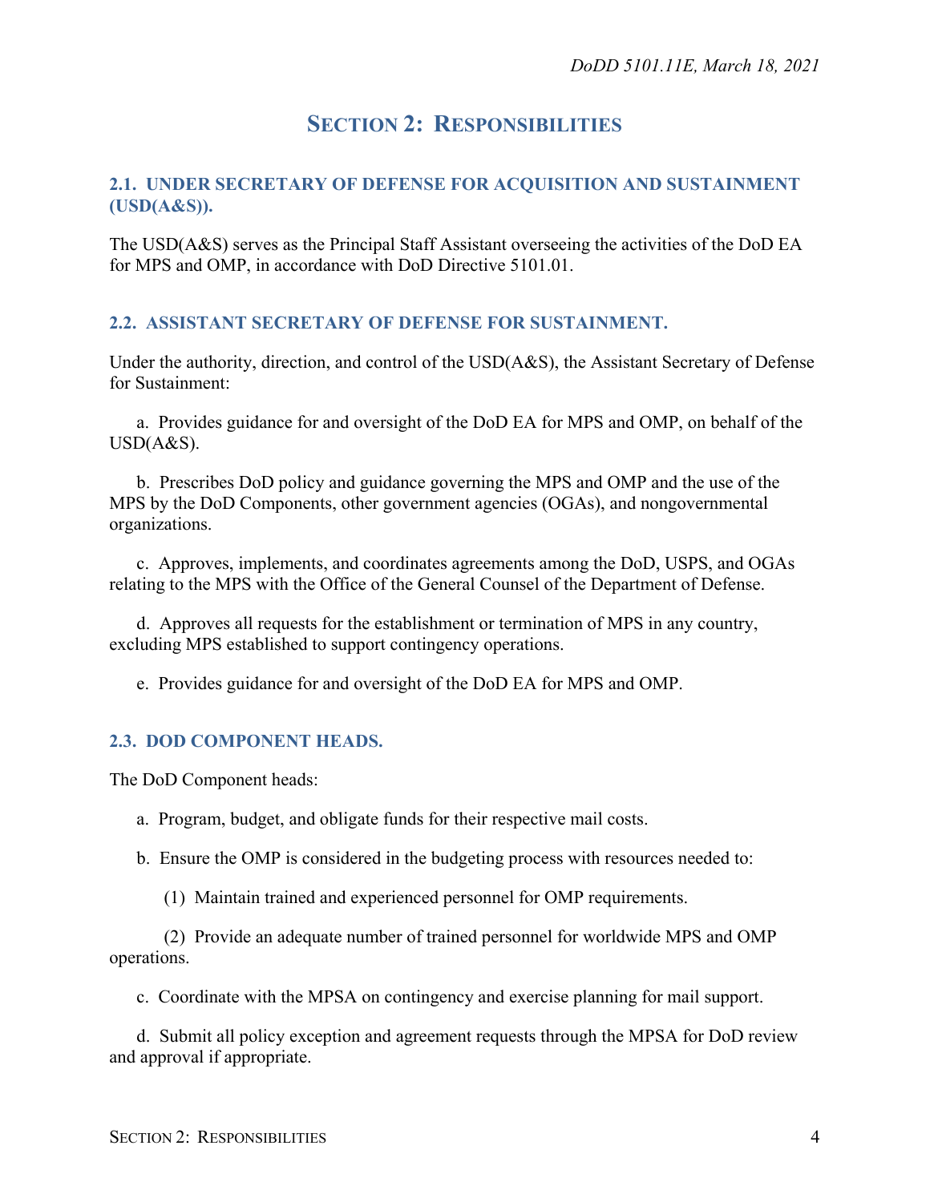## SECTION 2: RESPONSIBILITIES

### 2.1. UNDER SECRETARY OF DEFENSE FOR ACQUISITION AND SUSTAINMENT (USD(A&S)).

The USD(A&S) serves as the Principal Staff Assistant overseeing the activities of the DoD EA for MPS and OMP, in accordance with DoD Directive 5101.01.

### 2.2. ASSISTANT SECRETARY OF DEFENSE FOR SUSTAINMENT.

Under the authority, direction, and control of the USD(A&S), the Assistant Secretary of Defense for Sustainment:

a. Provides guidance for and oversight of the DoD EA for MPS and OMP, on behalf of the USD(A&S).

b. Prescribes DoD policy and guidance governing the MPS and OMP and the use of the MPS by the DoD Components, other government agencies (OGAs), and nongovernmental organizations.

c. Approves, implements, and coordinates agreements among the DoD, USPS, and OGAs relating to the MPS with the Office of the General Counsel of the Department of Defense.

d. Approves all requests for the establishment or termination of MPS in any country, excluding MPS established to support contingency operations.

e. Provides guidance for and oversight of the DoD EA for MPS and OMP.

### 2.3. DOD COMPONENT HEADS.

The DoD Component heads:

a. Program, budget, and obligate funds for their respective mail costs.

b. Ensure the OMP is considered in the budgeting process with resources needed to:

(1) Maintain trained and experienced personnel for OMP requirements.

(2) Provide an adequate number of trained personnel for worldwide MPS and OMP operations.

c. Coordinate with the MPSA on contingency and exercise planning for mail support.

d. Submit all policy exception and agreement requests through the MPSA for DoD review and approval if appropriate.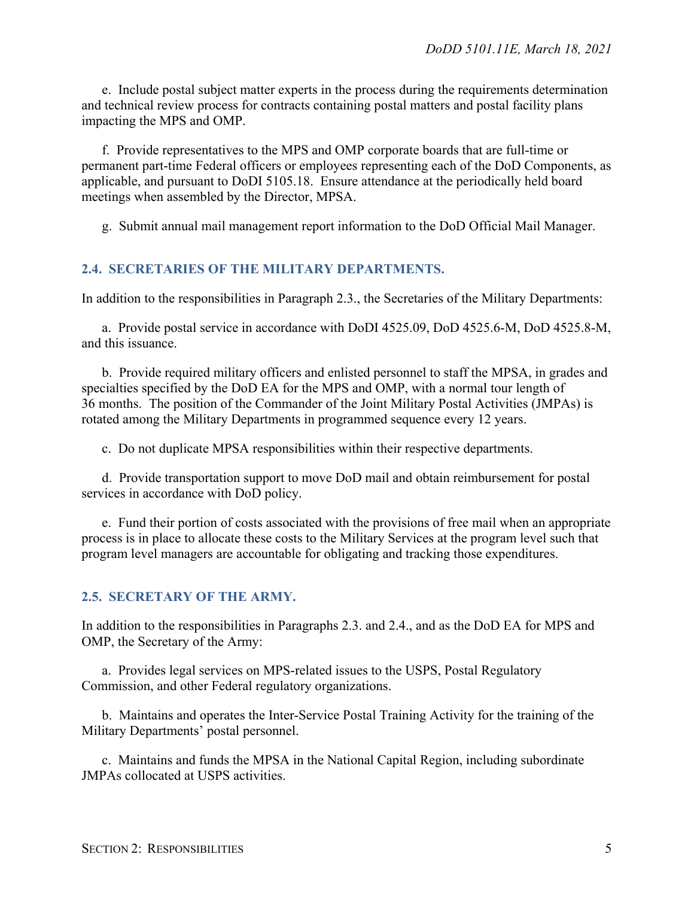e. Include postal subject matter experts in the process during the requirements determination and technical review process for contracts containing postal matters and postal facility plans impacting the MPS and OMP.

f. Provide representatives to the MPS and OMP corporate boards that are full-time or permanent part-time Federal officers or employees representing each of the DoD Components, as applicable, and pursuant to DoDI 5105.18. Ensure attendance at the periodically held board meetings when assembled by the Director, MPSA.

g. Submit annual mail management report information to the DoD Official Mail Manager.

## 2.4. SECRETARIES OF THE MILITARY DEPARTMENTS.

In addition to the responsibilities in Paragraph 2.3., the Secretaries of the Military Departments:

a. Provide postal service in accordance with DoDI 4525.09, DoD 4525.6-M, DoD 4525.8-M, and this issuance.

b. Provide required military officers and enlisted personnel to staff the MPSA, in grades and specialties specified by the DoD EA for the MPS and OMP, with a normal tour length of 36 months. The position of the Commander of the Joint Military Postal Activities (JMPAs) is rotated among the Military Departments in programmed sequence every 12 years.

c. Do not duplicate MPSA responsibilities within their respective departments.

d. Provide transportation support to move DoD mail and obtain reimbursement for postal services in accordance with DoD policy.

e. Fund their portion of costs associated with the provisions of free mail when an appropriate process is in place to allocate these costs to the Military Services at the program level such that program level managers are accountable for obligating and tracking those expenditures.

## 2.5. SECRETARY OF THE ARMY.

In addition to the responsibilities in Paragraphs 2.3. and 2.4., and as the DoD EA for MPS and OMP, the Secretary of the Army:

a. Provides legal services on MPS-related issues to the USPS, Postal Regulatory Commission, and other Federal regulatory organizations.

b. Maintains and operates the Inter-Service Postal Training Activity for the training of the Military Departments' postal personnel.

c. Maintains and funds the MPSA in the National Capital Region, including subordinate JMPAs collocated at USPS activities.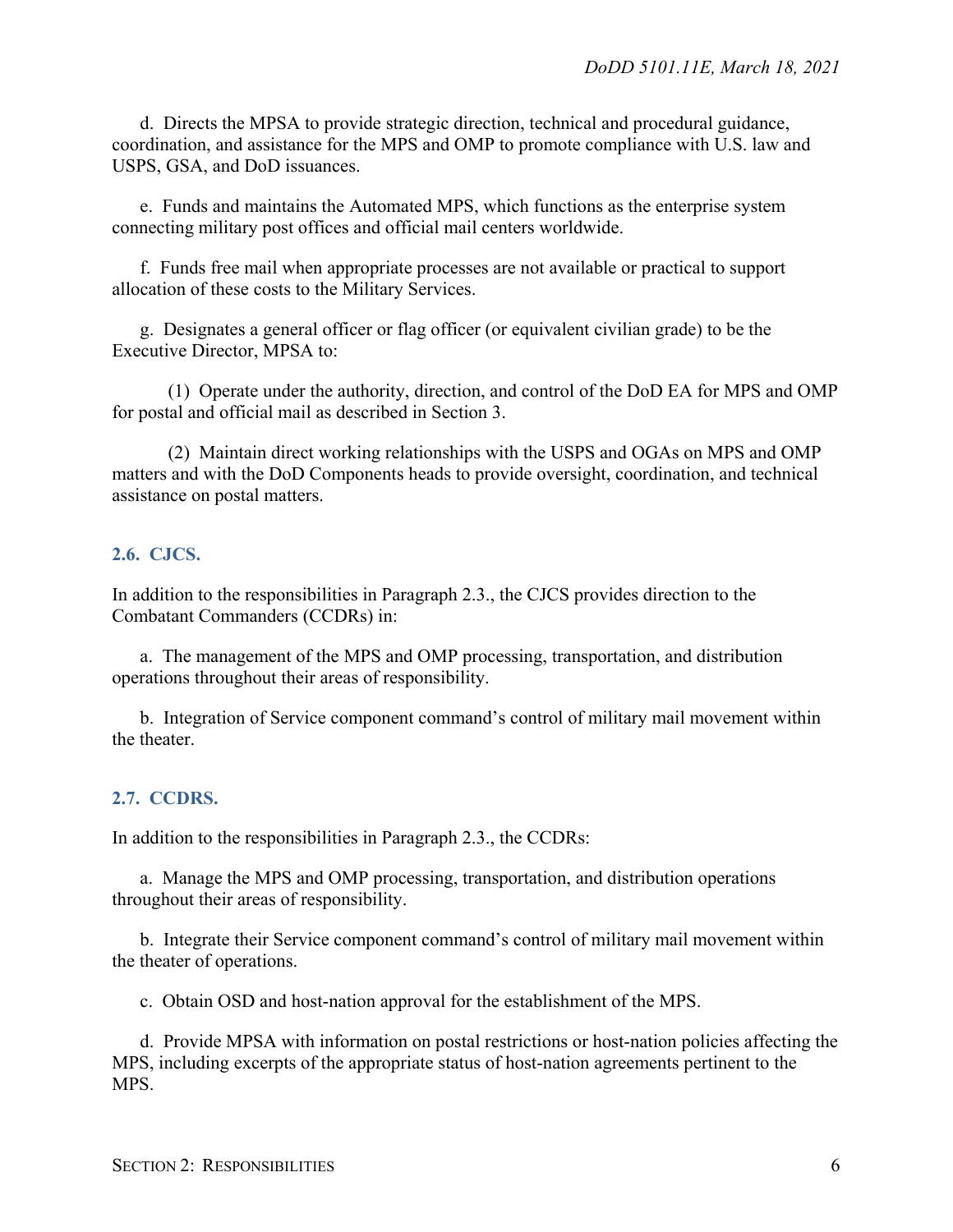d. Directs the MPSA to provide strategic direction, technical and procedural guidance, coordination, and assistance for the MPS and OMP to promote compliance with U.S. law and USPS, GSA, and DoD issuances.

e. Funds and maintains the Automated MPS, which functions as the enterprise system connecting military post offices and official mail centers worldwide.

f. Funds free mail when appropriate processes are not available or practical to support allocation of these costs to the Military Services.

g. Designates a general officer or flag officer (or equivalent civilian grade) to be the Executive Director, MPSA to:

(1) Operate under the authority, direction, and control of the DoD EA for MPS and OMP for postal and official mail as described in Section 3.

(2) Maintain direct working relationships with the USPS and OGAs on MPS and OMP matters and with the DoD Components heads to provide oversight, coordination, and technical assistance on postal matters.

## 2.6. CJCS.

In addition to the responsibilities in Paragraph 2.3., the CJCS provides direction to the Combatant Commanders (CCDRs) in:

a. The management of the MPS and OMP processing, transportation, and distribution operations throughout their areas of responsibility.

b. Integration of Service component command's control of military mail movement within the theater.

## 2.7. CCDRS.

In addition to the responsibilities in Paragraph 2.3., the CCDRs:

a. Manage the MPS and OMP processing, transportation, and distribution operations throughout their areas of responsibility.

b. Integrate their Service component command's control of military mail movement within the theater of operations.

c. Obtain OSD and host-nation approval for the establishment of the MPS.

d. Provide MPSA with information on postal restrictions or host-nation policies affecting the MPS, including excerpts of the appropriate status of host-nation agreements pertinent to the MPS.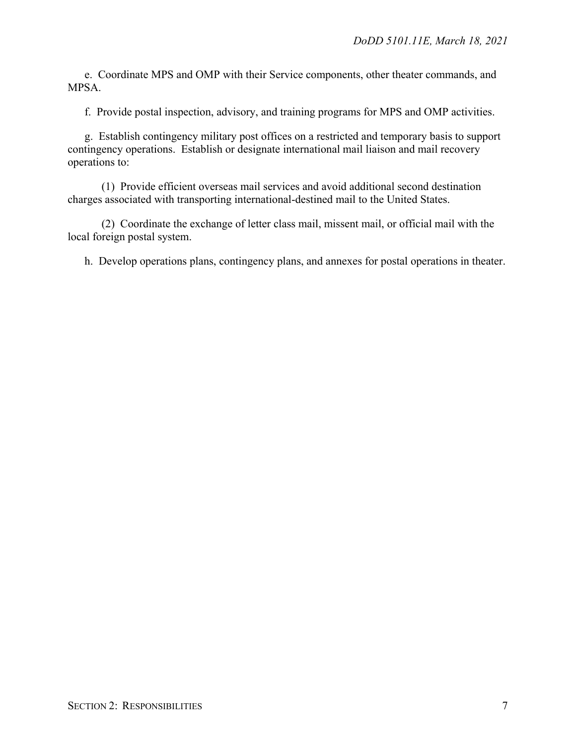e. Coordinate MPS and OMP with their Service components, other theater commands, and MPSA.

f. Provide postal inspection, advisory, and training programs for MPS and OMP activities.

g. Establish contingency military post offices on a restricted and temporary basis to support contingency operations. Establish or designate international mail liaison and mail recovery operations to:

(1) Provide efficient overseas mail services and avoid additional second destination charges associated with transporting international-destined mail to the United States.

(2) Coordinate the exchange of letter class mail, missent mail, or official mail with the local foreign postal system.

h. Develop operations plans, contingency plans, and annexes for postal operations in theater.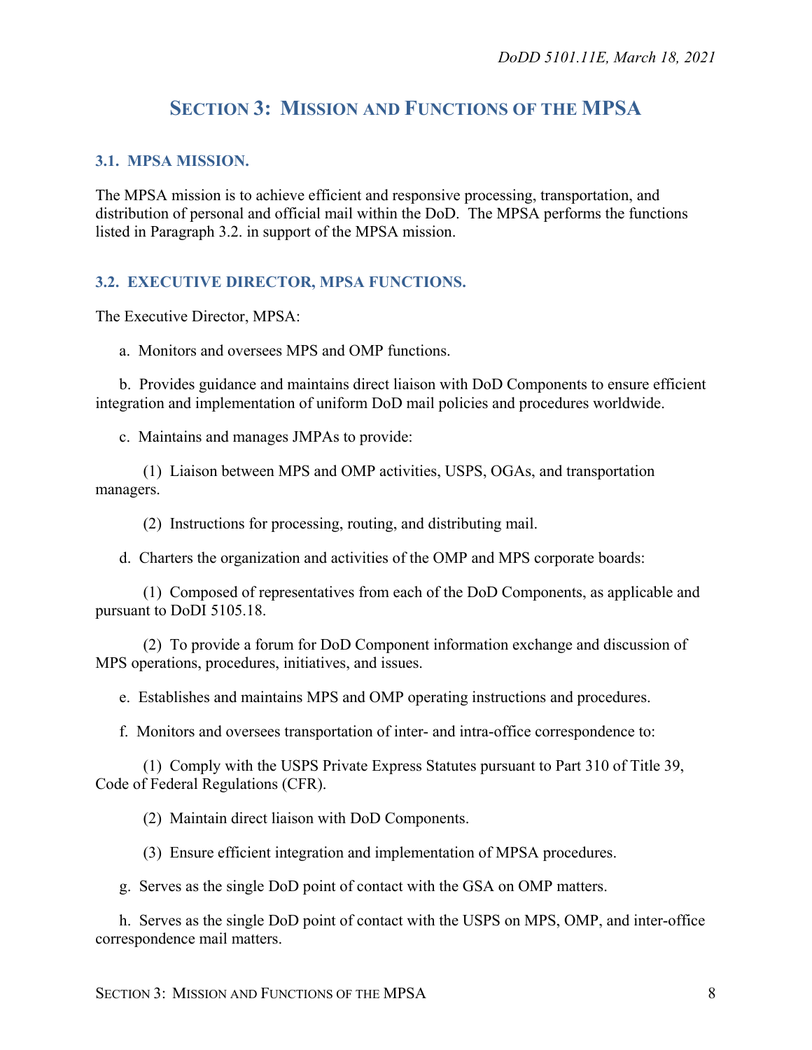## SECTION 3: MISSION AND FUNCTIONS OF THE MPSA

### 3.1. MPSA MISSION.

The MPSA mission is to achieve efficient and responsive processing, transportation, and distribution of personal and official mail within the DoD. The MPSA performs the functions listed in Paragraph 3.2. in support of the MPSA mission.

### 3.2. EXECUTIVE DIRECTOR, MPSA FUNCTIONS.

The Executive Director, MPSA:

a. Monitors and oversees MPS and OMP functions.

b. Provides guidance and maintains direct liaison with DoD Components to ensure efficient integration and implementation of uniform DoD mail policies and procedures worldwide.

c. Maintains and manages JMPAs to provide:

(1) Liaison between MPS and OMP activities, USPS, OGAs, and transportation managers.

(2) Instructions for processing, routing, and distributing mail.

d. Charters the organization and activities of the OMP and MPS corporate boards:

(1) Composed of representatives from each of the DoD Components, as applicable and pursuant to DoDI 5105.18.

(2) To provide a forum for DoD Component information exchange and discussion of MPS operations, procedures, initiatives, and issues.

e. Establishes and maintains MPS and OMP operating instructions and procedures.

f. Monitors and oversees transportation of inter- and intra-office correspondence to:

(1) Comply with the USPS Private Express Statutes pursuant to Part 310 of Title 39, Code of Federal Regulations (CFR).

(2) Maintain direct liaison with DoD Components.

(3) Ensure efficient integration and implementation of MPSA procedures.

g. Serves as the single DoD point of contact with the GSA on OMP matters.

h. Serves as the single DoD point of contact with the USPS on MPS, OMP, and inter-office correspondence mail matters.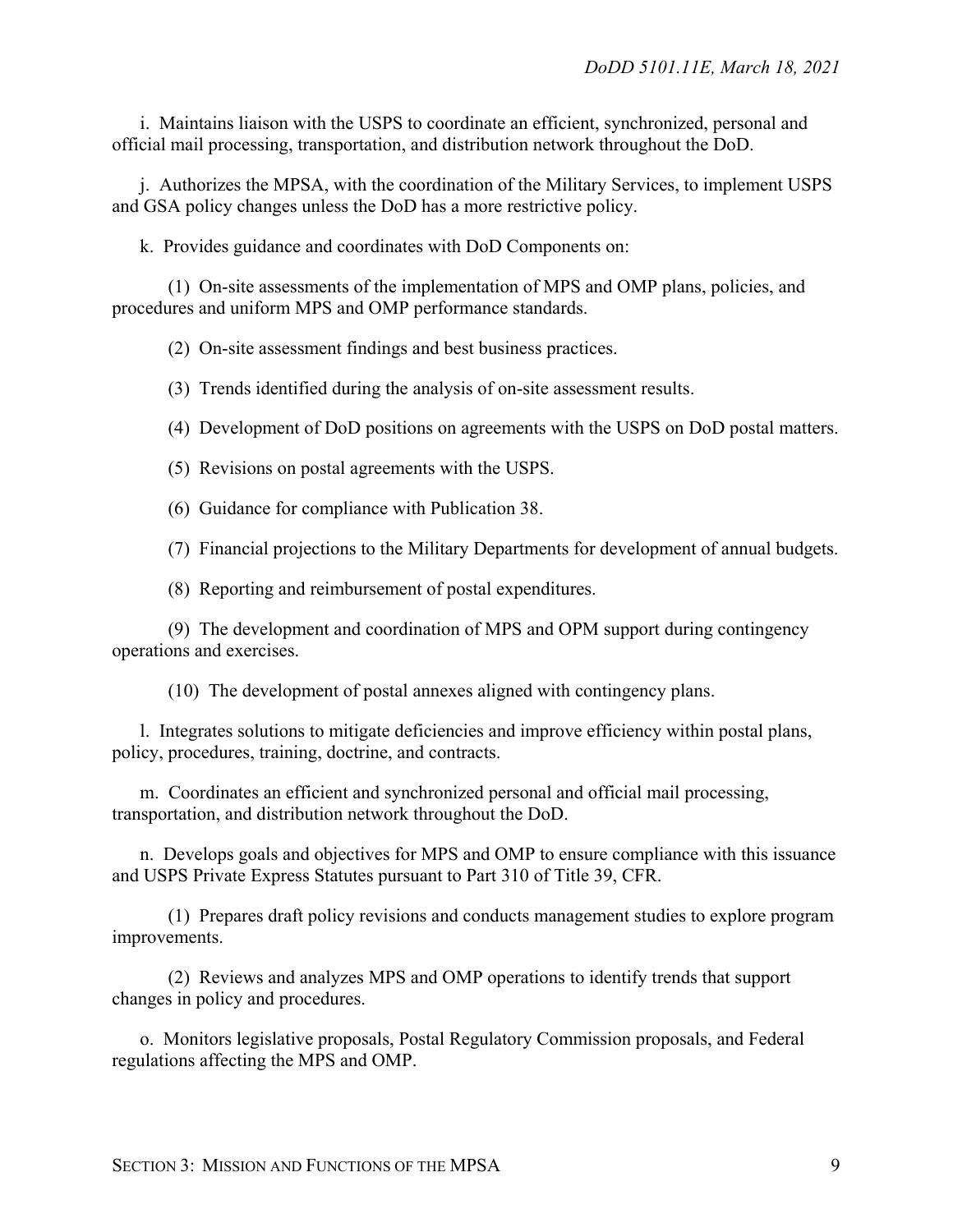i. Maintains liaison with the USPS to coordinate an efficient, synchronized, personal and official mail processing, transportation, and distribution network throughout the DoD.

j. Authorizes the MPSA, with the coordination of the Military Services, to implement USPS and GSA policy changes unless the DoD has a more restrictive policy.

k. Provides guidance and coordinates with DoD Components on:

(1) On-site assessments of the implementation of MPS and OMP plans, policies, and procedures and uniform MPS and OMP performance standards.

(2) On-site assessment findings and best business practices.

(3) Trends identified during the analysis of on-site assessment results.

(4) Development of DoD positions on agreements with the USPS on DoD postal matters.

(5) Revisions on postal agreements with the USPS.

(6) Guidance for compliance with Publication 38.

(7) Financial projections to the Military Departments for development of annual budgets.

(8) Reporting and reimbursement of postal expenditures.

(9) The development and coordination of MPS and OPM support during contingency operations and exercises.

(10) The development of postal annexes aligned with contingency plans.

l. Integrates solutions to mitigate deficiencies and improve efficiency within postal plans, policy, procedures, training, doctrine, and contracts.

m. Coordinates an efficient and synchronized personal and official mail processing, transportation, and distribution network throughout the DoD.

n. Develops goals and objectives for MPS and OMP to ensure compliance with this issuance and USPS Private Express Statutes pursuant to Part 310 of Title 39, CFR.

(1) Prepares draft policy revisions and conducts management studies to explore program improvements.

(2) Reviews and analyzes MPS and OMP operations to identify trends that support changes in policy and procedures.

o. Monitors legislative proposals, Postal Regulatory Commission proposals, and Federal regulations affecting the MPS and OMP.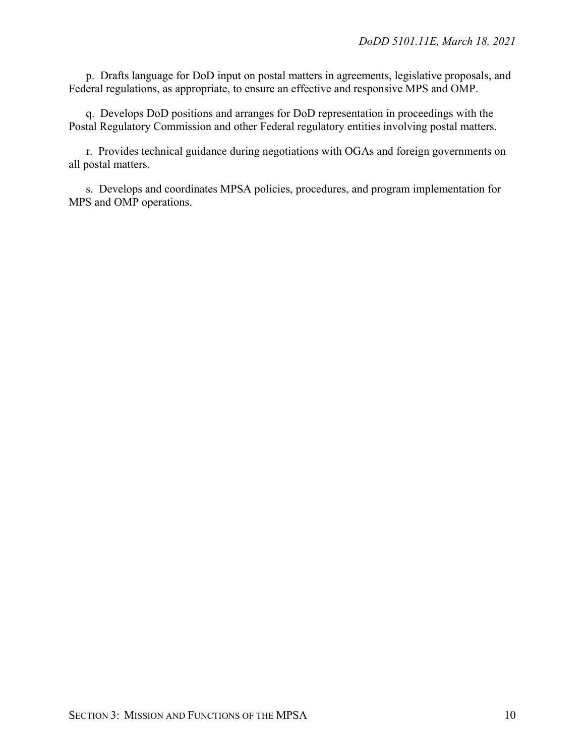p. Drafts language for DoD input on postal matters in agreements, legislative proposals, and Federal regulations, as appropriate, to ensure an effective and responsive MPS and OMP.

q. Develops DoD positions and arranges for DoD representation in proceedings with the Postal Regulatory Commission and other Federal regulatory entities involving postal matters.

r. Provides technical guidance during negotiations with OGAs and foreign governments on all postal matters.

s. Develops and coordinates MPSA policies, procedures, and program implementation for MPS and OMP operations.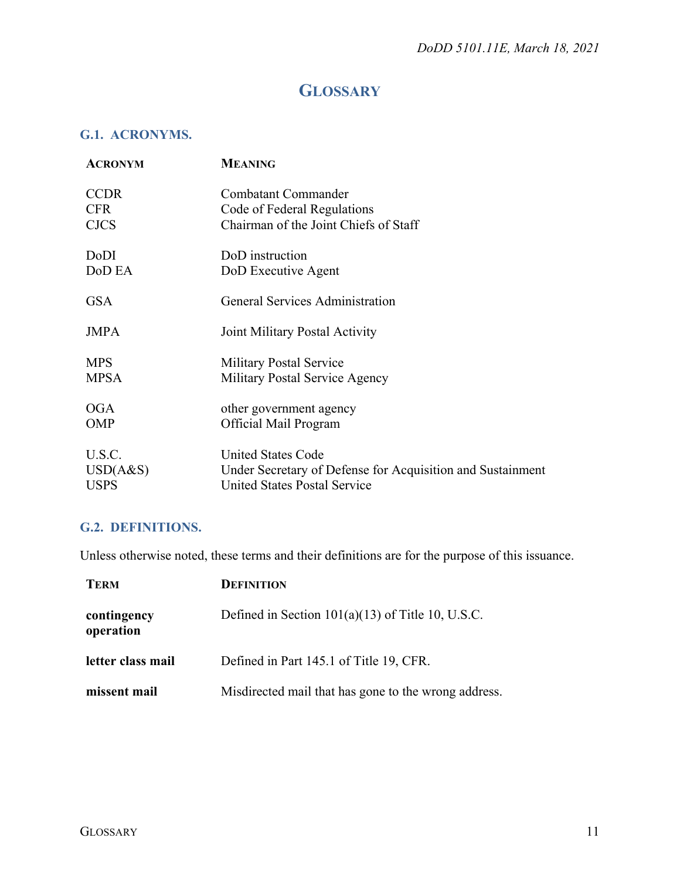# GLOSSARY

## G.1. ACRONYMS.

| ACRONYM | MEANING |
|---|---|
| CCDR | Combatant Commander |
| CFR | Code of Federal Regulations |
| CJCS | Chairman of the Joint Chiefs of Staff |
| DoDI | DoD instruction |
| DoD EA | DoD Executive Agent |
| GSA | General Services Administration |
| JMPA | Joint Military Postal Activity |
| MPS | Military Postal Service |
| MPSA | Military Postal Service Agency |
| OGA | other government agency |
| OMP | Official Mail Program |
| U.S.C. | United States Code |
| USD(A&S) | Under Secretary of Defense for Acquisition and Sustainment |
| USPS | United States Postal Service |

## G.2. DEFINITIONS.

Unless otherwise noted, these terms and their definitions are for the purpose of this issuance.

| TERM | DEFINITION |
|---|---|
| **contingency operation** | Defined in Section 101(a)(13) of Title 10, U.S.C. |
| **letter class mail** | Defined in Part 145.1 of Title 19, CFR. |
| **missent mail** | Misdirected mail that has gone to the wrong address. |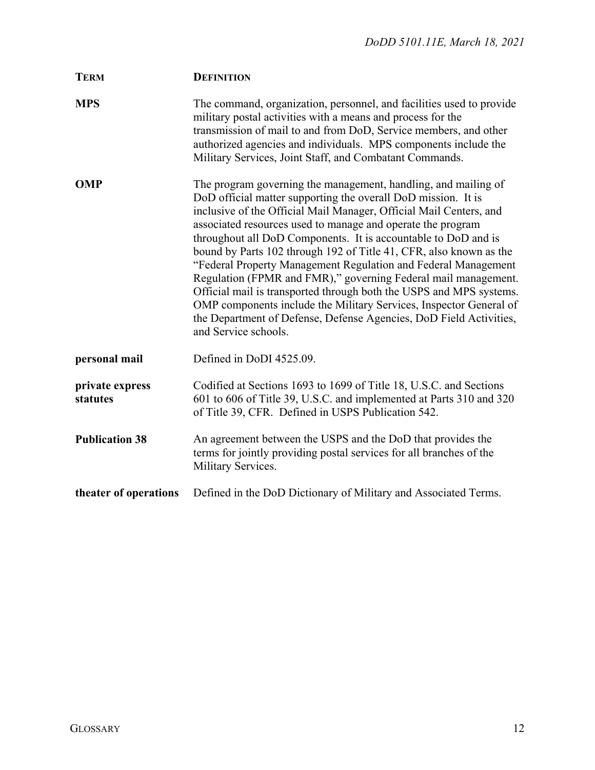| TERM | DEFINITION |
| --- | --- |
| **MPS** | The command, organization, personnel, and facilities used to provide military postal activities with a means and process for the transmission of mail to and from DoD, Service members, and other authorized agencies and individuals. MPS components include the Military Services, Joint Staff, and Combatant Commands. |
| **OMP** | The program governing the management, handling, and mailing of DoD official matter supporting the overall DoD mission. It is inclusive of the Official Mail Manager, Official Mail Centers, and associated resources used to manage and operate the program throughout all DoD Components. It is accountable to DoD and is bound by Parts 102 through 192 of Title 41, CFR, also known as the "Federal Property Management Regulation and Federal Management Regulation (FPMR and FMR)," governing Federal mail management. Official mail is transported through both the USPS and MPS systems. OMP components include the Military Services, Inspector General of the Department of Defense, Defense Agencies, DoD Field Activities, and Service schools. |
| **personal mail** | Defined in DoDI 4525.09. |
| **private express statutes** | Codified at Sections 1693 to 1699 of Title 18, U.S.C. and Sections 601 to 606 of Title 39, U.S.C. and implemented at Parts 310 and 320 of Title 39, CFR. Defined in USPS Publication 542. |
| **Publication 38** | An agreement between the USPS and the DoD that provides the terms for jointly providing postal services for all branches of the Military Services. |
| **theater of operations** | Defined in the DoD Dictionary of Military and Associated Terms. |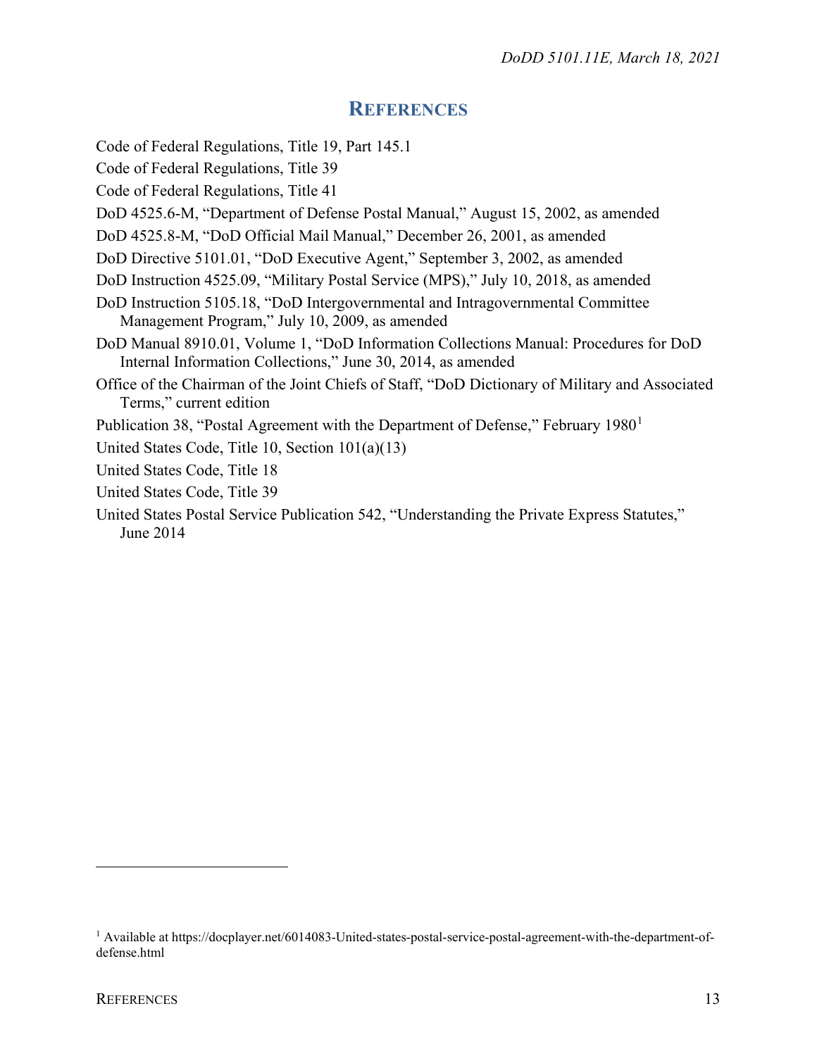## REFERENCES

Code of Federal Regulations, Title 19, Part 145.1

Code of Federal Regulations, Title 39

Code of Federal Regulations, Title 41

DoD 4525.6-M, "Department of Defense Postal Manual," August 15, 2002, as amended

DoD 4525.8-M, "DoD Official Mail Manual," December 26, 2001, as amended

DoD Directive 5101.01, "DoD Executive Agent," September 3, 2002, as amended

DoD Instruction 4525.09, "Military Postal Service (MPS)," July 10, 2018, as amended

DoD Instruction 5105.18, "DoD Intergovernmental and Intragovernmental Committee Management Program," July 10, 2009, as amended

DoD Manual 8910.01, Volume 1, "DoD Information Collections Manual: Procedures for DoD Internal Information Collections," June 30, 2014, as amended

Office of the Chairman of the Joint Chiefs of Staff, "DoD Dictionary of Military and Associated Terms," current edition

Publication 38, "Postal Agreement with the Department of Defense," February 1980[1]

United States Code, Title 10, Section 101(a)(13)

United States Code, Title 18

United States Code, Title 39

United States Postal Service Publication 542, "Understanding the Private Express Statutes," June 2014

---

[1] Available at https://docplayer.net/6014083-United-states-postal-service-postal-agreement-with-the-department-of-defense.html